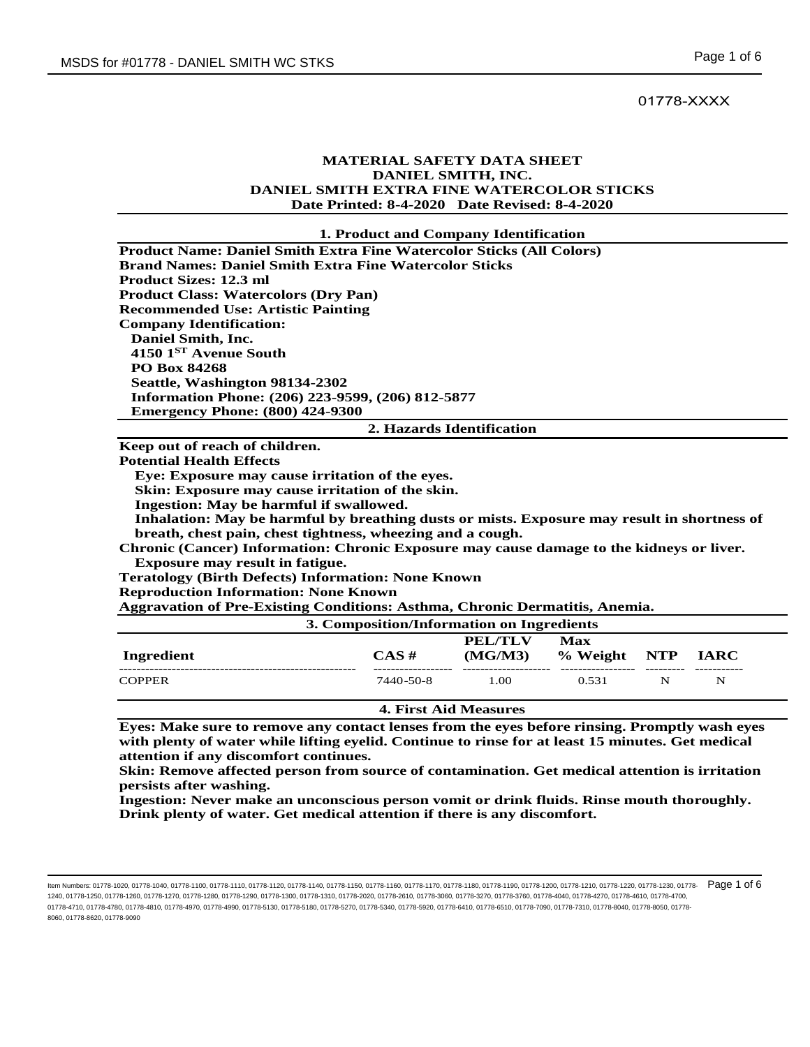01778-XXXX

**MATERIAL SAFETY DATA SHEET**
**DANIEL SMITH, INC.**
**DANIEL SMITH EXTRA FINE WATERCOLOR STICKS**
**Date Printed: 8-4-2020 Date Revised: 8-4-2020**

## 1. Product and Company Identification

**Product Name: Daniel Smith Extra Fine Watercolor Sticks (All Colors)**
**Brand Names: Daniel Smith Extra Fine Watercolor Sticks**
**Product Sizes: 12.3 ml**
**Product Class: Watercolors (Dry Pan)**
**Recommended Use: Artistic Painting**
**Company Identification:**
**Daniel Smith, Inc.**
**4150 1ST Avenue South**
**PO Box 84268**
**Seattle, Washington 98134-2302**
**Information Phone: (206) 223-9599, (206) 812-5877**
**Emergency Phone: (800) 424-9300**

## 2. Hazards Identification

**Keep out of reach of children.**
**Potential Health Effects**
**Eye: Exposure may cause irritation of the eyes.**
**Skin: Exposure may cause irritation of the skin.**
**Ingestion: May be harmful if swallowed.**
**Inhalation: May be harmful by breathing dusts or mists. Exposure may result in shortness of breath, chest pain, chest tightness, wheezing and a cough.**
**Chronic (Cancer) Information: Chronic Exposure may cause damage to the kidneys or liver. Exposure may result in fatigue.**
**Teratology (Birth Defects) Information: None Known**
**Reproduction Information: None Known**
**Aggravation of Pre-Existing Conditions: Asthma, Chronic Dermatitis, Anemia.**

## 3. Composition/Information on Ingredients

| Ingredient | CAS # | PEL/TLV (MG/M3) | Max % Weight | NTP | IARC |
|---|---|---|---|---|---|
| COPPER | 7440-50-8 | 1.00 | 0.531 | N | N |

## 4. First Aid Measures

**Eyes: Make sure to remove any contact lenses from the eyes before rinsing. Promptly wash eyes with plenty of water while lifting eyelid. Continue to rinse for at least 15 minutes. Get medical attention if any discomfort continues.**
**Skin: Remove affected person from source of contamination. Get medical attention is irritation persists after washing.**
**Ingestion: Never make an unconscious person vomit or drink fluids. Rinse mouth thoroughly. Drink plenty of water. Get medical attention if there is any discomfort.**

Item Numbers: 01778-1020, 01778-1040, 01778-1100, 01778-1110, 01778-1120, 01778-1140, 01778-1150, 01778-1160, 01778-1170, 01778-1180, 01778-1190, 01778-1200, 01778-1210, 01778-1220, 01778-1230, 01778-1240, 01778-1250, 01778-1260, 01778-1270, 01778-1280, 01778-1290, 01778-1300, 01778-1310, 01778-2020, 01778-2610, 01778-3060, 01778-3270, 01778-3760, 01778-4040, 01778-4270, 01778-4610, 01778-4700, 01778-4710, 01778-4780, 01778-4810, 01778-4970, 01778-4990, 01778-5130, 01778-5180, 01778-5270, 01778-5340, 01778-5920, 01778-6410, 01778-6510, 01778-7090, 01778-7310, 01778-8040, 01778-8050, 01778-8060, 01778-8620, 01778-9090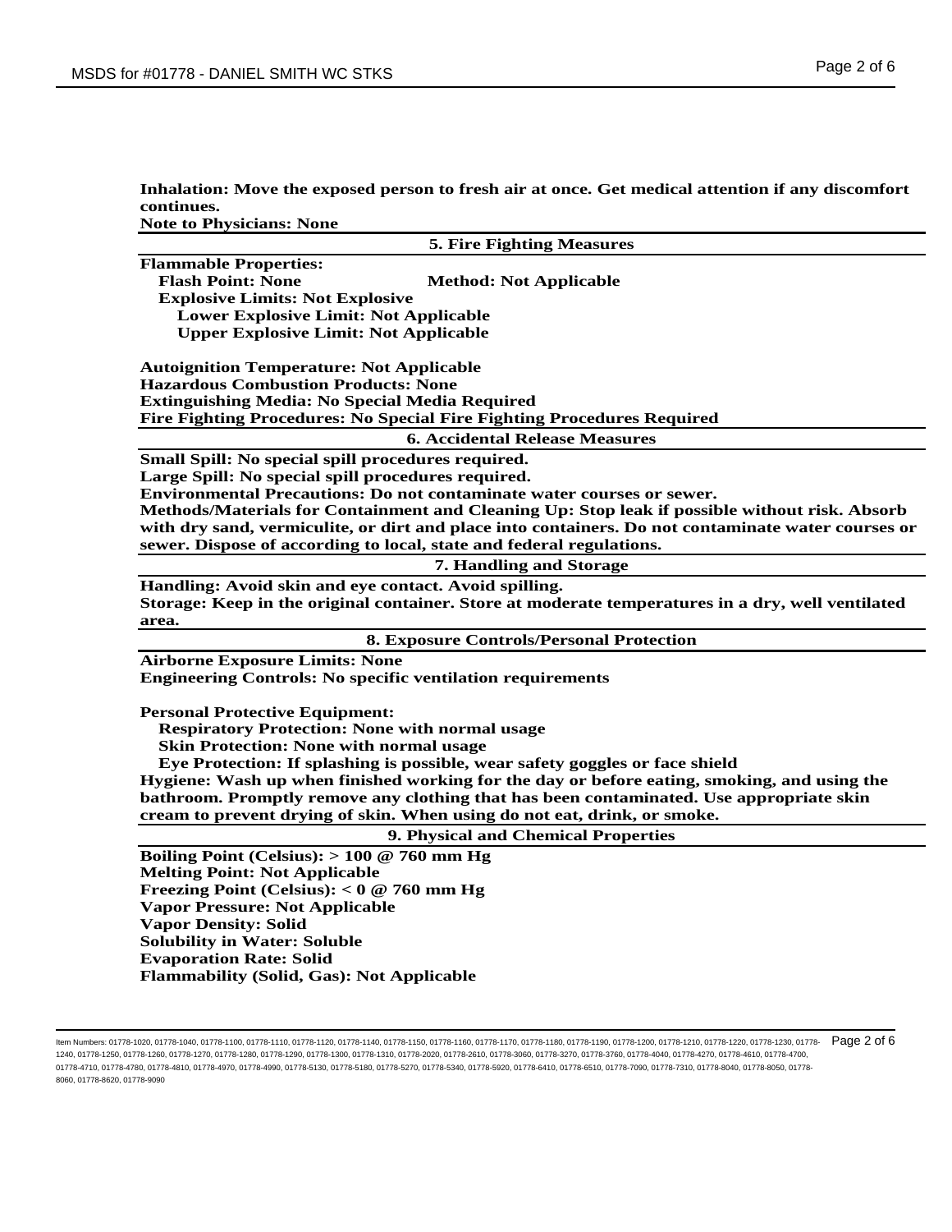**Inhalation: Move the exposed person to fresh air at once. Get medical attention if any discomfort continues.**
**Note to Physicians: None**

## 5. Fire Fighting Measures

**Flammable Properties:**
**Flash Point: None** **Method: Not Applicable**
**Explosive Limits: Not Explosive**
**Lower Explosive Limit: Not Applicable**
**Upper Explosive Limit: Not Applicable**

**Autoignition Temperature: Not Applicable**
**Hazardous Combustion Products: None**
**Extinguishing Media: No Special Media Required**
**Fire Fighting Procedures: No Special Fire Fighting Procedures Required**

## 6. Accidental Release Measures

**Small Spill: No special spill procedures required.**
**Large Spill: No special spill procedures required.**
**Environmental Precautions: Do not contaminate water courses or sewer.**
**Methods/Materials for Containment and Cleaning Up: Stop leak if possible without risk. Absorb with dry sand, vermiculite, or dirt and place into containers. Do not contaminate water courses or sewer. Dispose of according to local, state and federal regulations.**

## 7. Handling and Storage

**Handling: Avoid skin and eye contact. Avoid spilling.**
**Storage: Keep in the original container. Store at moderate temperatures in a dry, well ventilated area.**

## 8. Exposure Controls/Personal Protection

**Airborne Exposure Limits: None**
**Engineering Controls: No specific ventilation requirements**

**Personal Protective Equipment:**
**Respiratory Protection: None with normal usage**
**Skin Protection: None with normal usage**
**Eye Protection: If splashing is possible, wear safety goggles or face shield**
**Hygiene: Wash up when finished working for the day or before eating, smoking, and using the bathroom. Promptly remove any clothing that has been contaminated. Use appropriate skin cream to prevent drying of skin. When using do not eat, drink, or smoke.**

## 9. Physical and Chemical Properties

**Boiling Point (Celsius): > 100 @ 760 mm Hg**
**Melting Point: Not Applicable**
**Freezing Point (Celsius): < 0 @ 760 mm Hg**
**Vapor Pressure: Not Applicable**
**Vapor Density: Solid**
**Solubility in Water: Soluble**
**Evaporation Rate: Solid**
**Flammability (Solid, Gas): Not Applicable**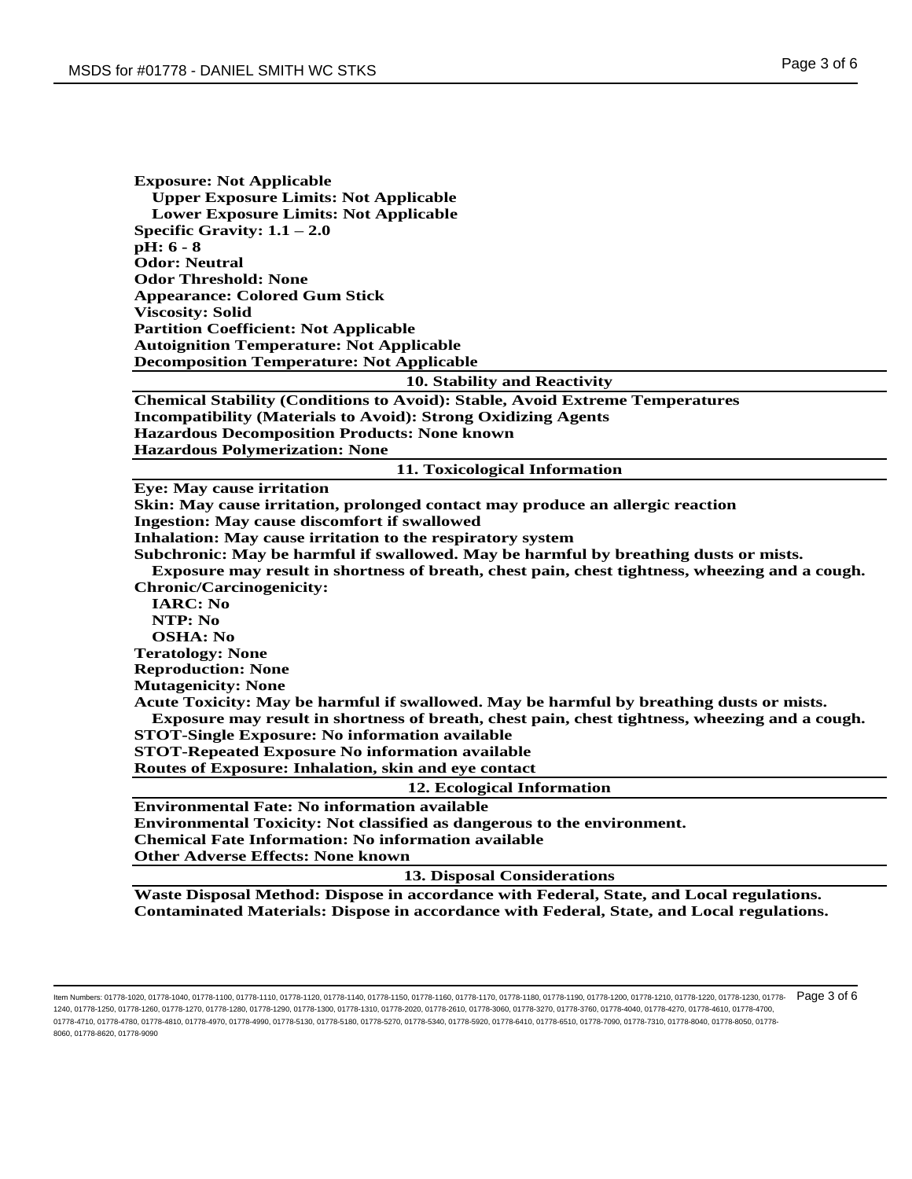**Exposure: Not Applicable**
**Upper Exposure Limits: Not Applicable**
**Lower Exposure Limits: Not Applicable**
**Specific Gravity: 1.1 – 2.0**
**pH: 6 - 8**
**Odor: Neutral**
**Odor Threshold: None**
**Appearance: Colored Gum Stick**
**Viscosity: Solid**
**Partition Coefficient: Not Applicable**
**Autoignition Temperature: Not Applicable**
**Decomposition Temperature: Not Applicable**

## 10. Stability and Reactivity

**Chemical Stability (Conditions to Avoid): Stable, Avoid Extreme Temperatures**
**Incompatibility (Materials to Avoid): Strong Oxidizing Agents**
**Hazardous Decomposition Products: None known**
**Hazardous Polymerization: None**

## 11. Toxicological Information

**Eye: May cause irritation**
**Skin: May cause irritation, prolonged contact may produce an allergic reaction**
**Ingestion: May cause discomfort if swallowed**
**Inhalation: May cause irritation to the respiratory system**
**Subchronic: May be harmful if swallowed. May be harmful by breathing dusts or mists.**
**Exposure may result in shortness of breath, chest pain, chest tightness, wheezing and a cough.**
**Chronic/Carcinogenicity:**
**IARC: No**
**NTP: No**
**OSHA: No**
**Teratology: None**
**Reproduction: None**
**Mutagenicity: None**
**Acute Toxicity: May be harmful if swallowed. May be harmful by breathing dusts or mists.**
**Exposure may result in shortness of breath, chest pain, chest tightness, wheezing and a cough.**
**STOT-Single Exposure: No information available**
**STOT-Repeated Exposure No information available**
**Routes of Exposure: Inhalation, skin and eye contact**

## 12. Ecological Information

**Environmental Fate: No information available**
**Environmental Toxicity: Not classified as dangerous to the environment.**
**Chemical Fate Information: No information available**
**Other Adverse Effects: None known**

## 13. Disposal Considerations

**Waste Disposal Method: Dispose in accordance with Federal, State, and Local regulations.**
**Contaminated Materials: Dispose in accordance with Federal, State, and Local regulations.**

Item Numbers: 01778-1020, 01778-1040, 01778-1100, 01778-1110, 01778-1120, 01778-1140, 01778-1150, 01778-1160, 01778-1170, 01778-1180, 01778-1190, 01778-1200, 01778-1210, 01778-1220, 01778-1230, 01778-1240, 01778-1250, 01778-1260, 01778-1270, 01778-1280, 01778-1290, 01778-1300, 01778-1310, 01778-2020, 01778-2610, 01778-3060, 01778-3270, 01778-3760, 01778-4040, 01778-4270, 01778-4610, 01778-4700, 01778-4710, 01778-4780, 01778-4810, 01778-4970, 01778-4990, 01778-5130, 01778-5180, 01778-5270, 01778-5340, 01778-5920, 01778-6410, 01778-6510, 01778-7090, 01778-7310, 01778-8040, 01778-8050, 01778-8060, 01778-8620, 01778-9090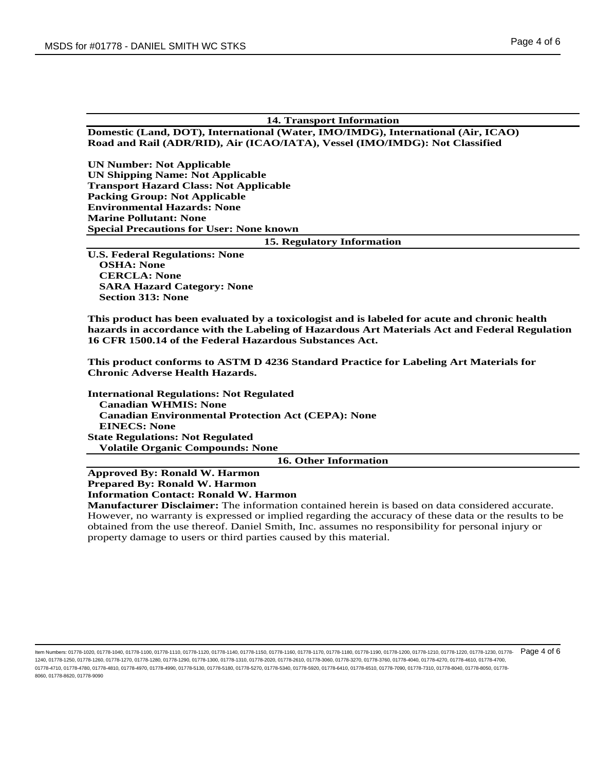## 14. Transport Information

**Domestic (Land, DOT), International (Water, IMO/IMDG), International (Air, ICAO)**
**Road and Rail (ADR/RID), Air (ICAO/IATA), Vessel (IMO/IMDG): Not Classified**

**UN Number: Not Applicable**
**UN Shipping Name: Not Applicable**
**Transport Hazard Class: Not Applicable**
**Packing Group: Not Applicable**
**Environmental Hazards: None**
**Marine Pollutant: None**
**Special Precautions for User: None known**

## 15. Regulatory Information

**U.S. Federal Regulations: None**
**OSHA: None**
**CERCLA: None**
**SARA Hazard Category: None**
**Section 313: None**

**This product has been evaluated by a toxicologist and is labeled for acute and chronic health hazards in accordance with the Labeling of Hazardous Art Materials Act and Federal Regulation 16 CFR 1500.14 of the Federal Hazardous Substances Act.**

**This product conforms to ASTM D 4236 Standard Practice for Labeling Art Materials for Chronic Adverse Health Hazards.**

**International Regulations: Not Regulated**
**Canadian WHMIS: None**
**Canadian Environmental Protection Act (CEPA): None**
**EINECS: None**
**State Regulations: Not Regulated**
**Volatile Organic Compounds: None**

## 16. Other Information

**Approved By: Ronald W. Harmon**
**Prepared By: Ronald W. Harmon**
**Information Contact: Ronald W. Harmon**
**Manufacturer Disclaimer:** The information contained herein is based on data considered accurate. However, no warranty is expressed or implied regarding the accuracy of these data or the results to be obtained from the use thereof. Daniel Smith, Inc. assumes no responsibility for personal injury or property damage to users or third parties caused by this material.

Item Numbers: 01778-1020, 01778-1040, 01778-1100, 01778-1110, 01778-1120, 01778-1140, 01778-1150, 01778-1160, 01778-1170, 01778-1180, 01778-1190, 01778-1200, 01778-1210, 01778-1220, 01778-1230, 01778-1240, 01778-1250, 01778-1260, 01778-1270, 01778-1280, 01778-1290, 01778-1300, 01778-1310, 01778-2020, 01778-2610, 01778-3060, 01778-3270, 01778-3760, 01778-4040, 01778-4270, 01778-4610, 01778-4700, 01778-4710, 01778-4780, 01778-4810, 01778-4970, 01778-4990, 01778-5130, 01778-5180, 01778-5270, 01778-5340, 01778-5920, 01778-6410, 01778-6510, 01778-7090, 01778-7310, 01778-8040, 01778-8050, 01778-8060, 01778-8620, 01778-9090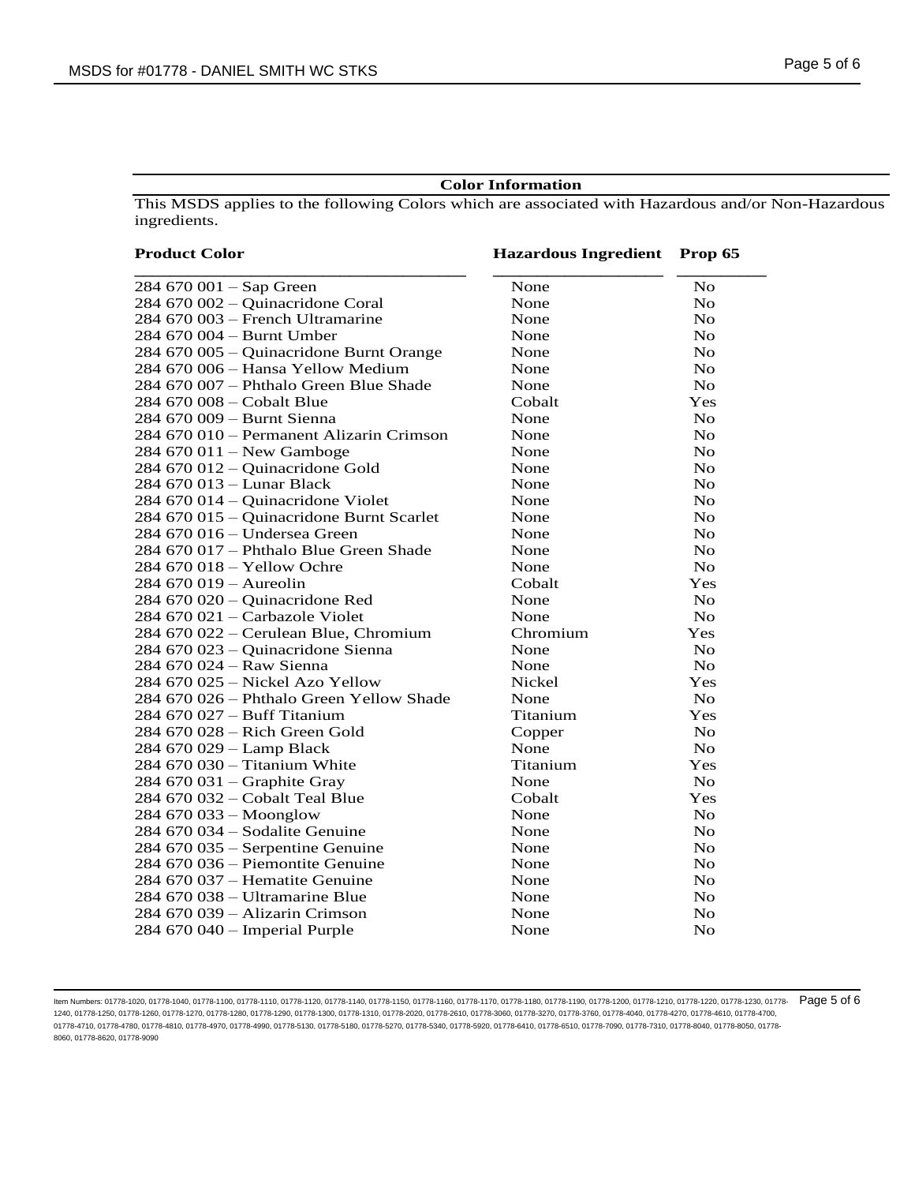## Color Information

This MSDS applies to the following Colors which are associated with Hazardous and/or Non-Hazardous ingredients.

| Product Color | Hazardous Ingredient | Prop 65 |
|---|---|---|
| 284 670 001 – Sap Green | None | No |
| 284 670 002 – Quinacridone Coral | None | No |
| 284 670 003 – French Ultramarine | None | No |
| 284 670 004 – Burnt Umber | None | No |
| 284 670 005 – Quinacridone Burnt Orange | None | No |
| 284 670 006 – Hansa Yellow Medium | None | No |
| 284 670 007 – Phthalo Green Blue Shade | None | No |
| 284 670 008 – Cobalt Blue | Cobalt | Yes |
| 284 670 009 – Burnt Sienna | None | No |
| 284 670 010 – Permanent Alizarin Crimson | None | No |
| 284 670 011 – New Gamboge | None | No |
| 284 670 012 – Quinacridone Gold | None | No |
| 284 670 013 – Lunar Black | None | No |
| 284 670 014 – Quinacridone Violet | None | No |
| 284 670 015 – Quinacridone Burnt Scarlet | None | No |
| 284 670 016 – Undersea Green | None | No |
| 284 670 017 – Phthalo Blue Green Shade | None | No |
| 284 670 018 – Yellow Ochre | None | No |
| 284 670 019 – Aureolin | Cobalt | Yes |
| 284 670 020 – Quinacridone Red | None | No |
| 284 670 021 – Carbazole Violet | None | No |
| 284 670 022 – Cerulean Blue, Chromium | Chromium | Yes |
| 284 670 023 – Quinacridone Sienna | None | No |
| 284 670 024 – Raw Sienna | None | No |
| 284 670 025 – Nickel Azo Yellow | Nickel | Yes |
| 284 670 026 – Phthalo Green Yellow Shade | None | No |
| 284 670 027 – Buff Titanium | Titanium | Yes |
| 284 670 028 – Rich Green Gold | Copper | No |
| 284 670 029 – Lamp Black | None | No |
| 284 670 030 – Titanium White | Titanium | Yes |
| 284 670 031 – Graphite Gray | None | No |
| 284 670 032 – Cobalt Teal Blue | Cobalt | Yes |
| 284 670 033 – Moonglow | None | No |
| 284 670 034 – Sodalite Genuine | None | No |
| 284 670 035 – Serpentine Genuine | None | No |
| 284 670 036 – Piemontite Genuine | None | No |
| 284 670 037 – Hematite Genuine | None | No |
| 284 670 038 – Ultramarine Blue | None | No |
| 284 670 039 – Alizarin Crimson | None | No |
| 284 670 040 – Imperial Purple | None | No |

Item Numbers: 01778-1020, 01778-1040, 01778-1100, 01778-1110, 01778-1120, 01778-1140, 01778-1150, 01778-1160, 01778-1170, 01778-1180, 01778-1190, 01778-1200, 01778-1210, 01778-1220, 01778-1230, 01778-1240, 01778-1250, 01778-1260, 01778-1270, 01778-1280, 01778-1290, 01778-1300, 01778-1310, 01778-2020, 01778-2610, 01778-3060, 01778-3270, 01778-3760, 01778-4040, 01778-4270, 01778-4610, 01778-4700, 01778-4710, 01778-4780, 01778-4810, 01778-4970, 01778-4990, 01778-5130, 01778-5180, 01778-5270, 01778-5340, 01778-5920, 01778-6410, 01778-6510, 01778-7090, 01778-7310, 01778-8040, 01778-8050, 01778-8060, 01778-8620, 01778-9090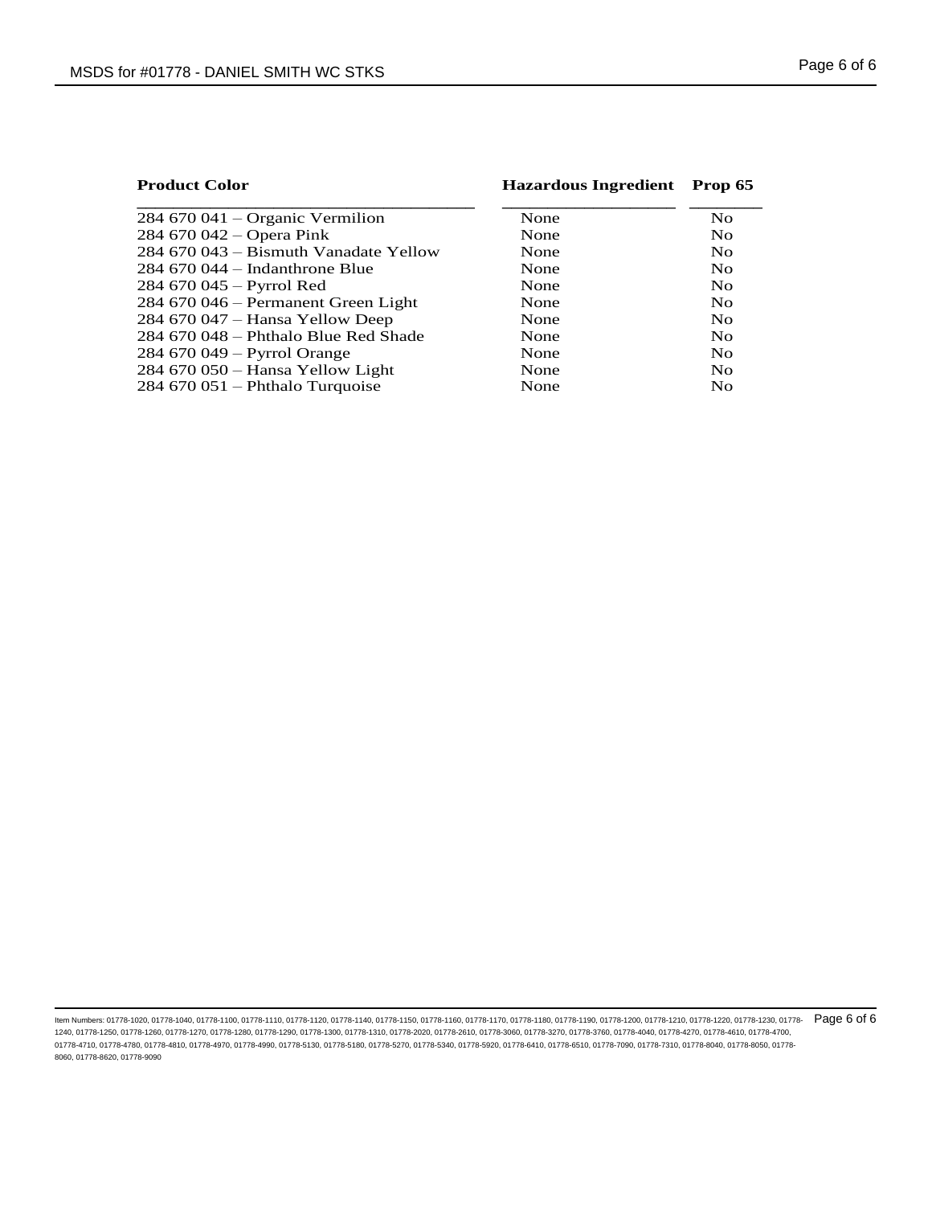| Product Color | Hazardous Ingredient | Prop 65 |
|---|---|---|
| 284 670 041 – Organic Vermilion | None | No |
| 284 670 042 – Opera Pink | None | No |
| 284 670 043 – Bismuth Vanadate Yellow | None | No |
| 284 670 044 – Indanthrone Blue | None | No |
| 284 670 045 – Pyrrol Red | None | No |
| 284 670 046 – Permanent Green Light | None | No |
| 284 670 047 – Hansa Yellow Deep | None | No |
| 284 670 048 – Phthalo Blue Red Shade | None | No |
| 284 670 049 – Pyrrol Orange | None | No |
| 284 670 050 – Hansa Yellow Light | None | No |
| 284 670 051 – Phthalo Turquoise | None | No |